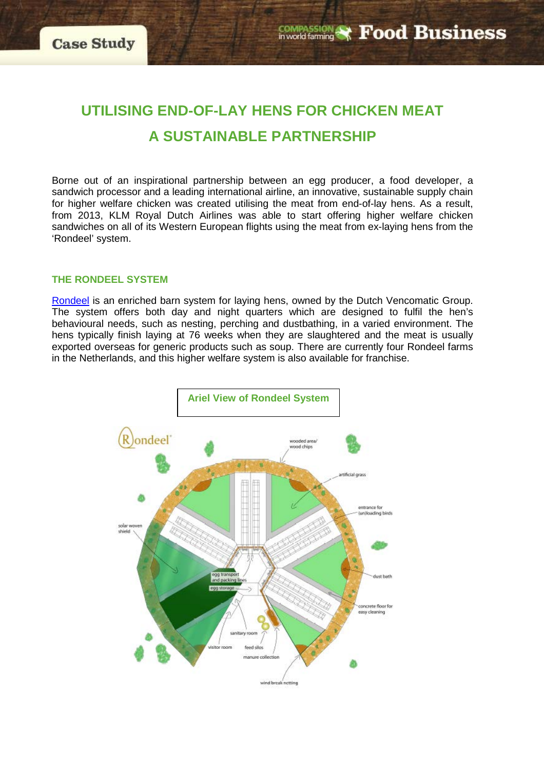# UTILISING END-OF-LAY HENS FOR CHICKEN MEAT

# A SUSTAINABLE PARTNERSHIP

Borne out of an inspirational partnership between an egg producer, a food developer, a sandwich processor and a leading international airline, an innovative, sustainable supply chain for higher welfare chicken was created utilising the meat from end-of-lay hens. As a result, from 2013, KLM Royal Dutch Airlines was able to start offering higher welfare chicken sandwiches on all of its Western European flights using the meat from ex-laying hens from the 'Rondeel' system.

## THE RONDEEL SYSTEM

Rondeel is an enriched barn system for laying hens, owned by the Dutch Vencomatic Group. The system offers both day and night quarters which are designed to fulfil the hen's behavioural needs, such as nesting, perching and dustbathing, in a varied environment. The hens typically finish laying at 76 weeks when they are slaughtered and the meat is usually exported overseas for generic products such as soup. There are currently four Rondeel farms in the Netherlands, and this higher welfare system is also available for franchise.

**Ariel View of Rondeel System**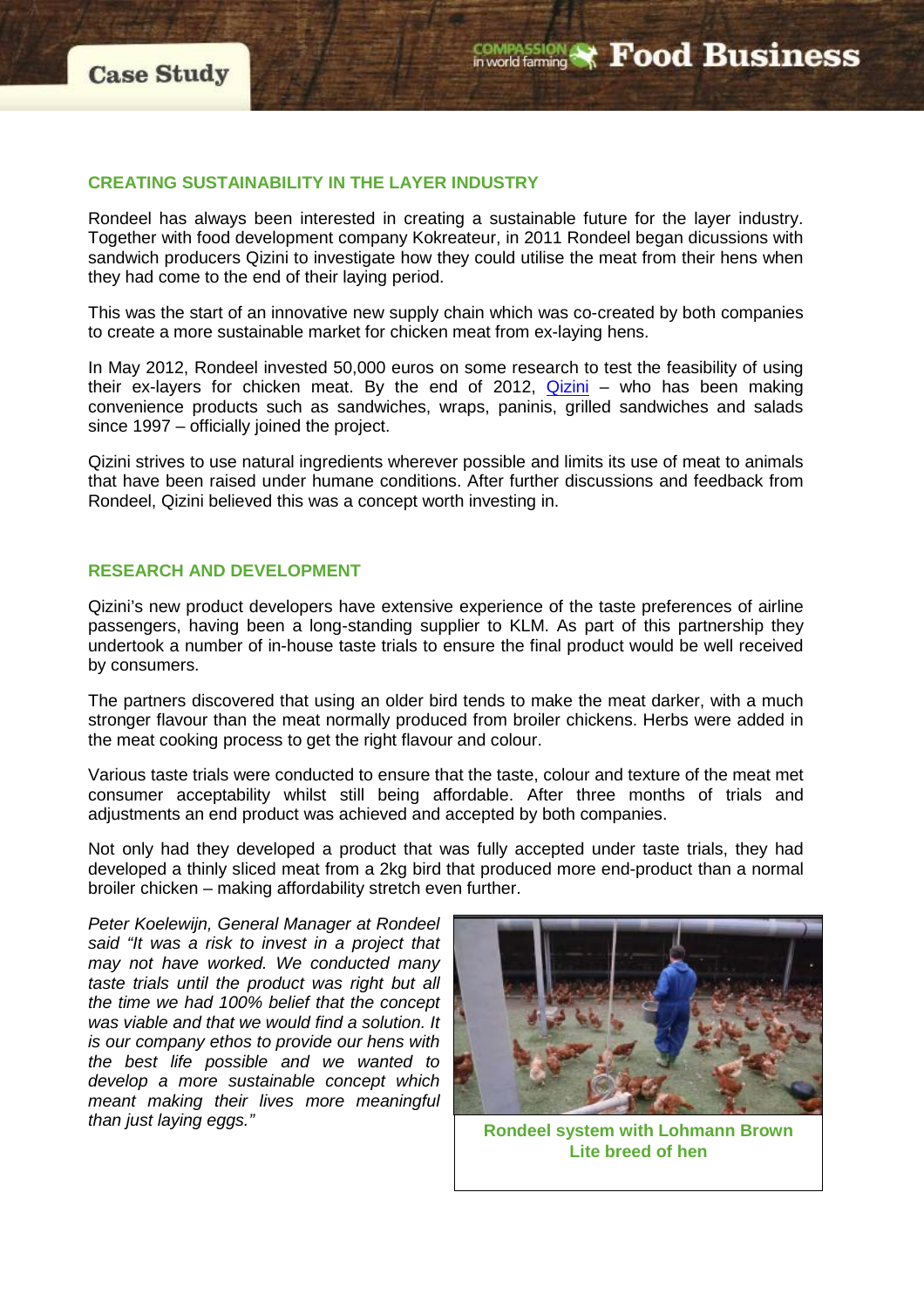## CREATING SUSTAINABILITY IN THE LAYER INDUSTRY

Rondeel has always been interested in creating a sustainable future for the layer industry. Together with food development company Kokreateur, in 2011 Rondeel began dicussions with sandwich producers Qizini to investigate how they could utilise the meat from their hens when they had come to the end of their laying period.

This was the start of an innovative new supply chain which was co-created by both companies to create a more sustainable market for chicken meat from ex-laying hens.

In May 2012, Rondeel invested 50,000 euros on some research to test the feasibility of using their ex-layers for chicken meat. By the end of 2012, Qizini – who has been making convenience products such as sandwiches, wraps, paninis, grilled sandwiches and salads since 1997 – officially joined the project.

Qizini strives to use natural ingredients wherever possible and limits its use of meat to animals that have been raised under humane conditions. After further discussions and feedback from Rondeel, Qizini believed this was a concept worth investing in.

## RESEARCH AND DEVELOPMENT

Qizini's new product developers have extensive experience of the taste preferences of airline passengers, having been a long-standing supplier to KLM. As part of this partnership they undertook a number of in-house taste trials to ensure the final product would be well received by consumers.

The partners discovered that using an older bird tends to make the meat darker, with a much stronger flavour than the meat normally produced from broiler chickens. Herbs were added in the meat cooking process to get the right flavour and colour.

Various taste trials were conducted to ensure that the taste, colour and texture of the meat met consumer acceptability whilst still being affordable. After three months of trials and adjustments an end product was achieved and accepted by both companies.

Not only had they developed a product that was fully accepted under taste trials, they had developed a thinly sliced meat from a 2kg bird that produced more end-product than a normal broiler chicken – making affordability stretch even further.

*Peter Koelewijn, General Manager at Rondeel said "It was a risk to invest in a project that may not have worked. We conducted many taste trials until the product was right but all the time we had 100% belief that the concept was viable and that we would find a solution. It is our company ethos to provide our hens with the best life possible and we wanted to develop a more sustainable concept which meant making their lives more meaningful than just laying eggs."*

**Rondeel system with Lohmann Brown Lite breed of hen**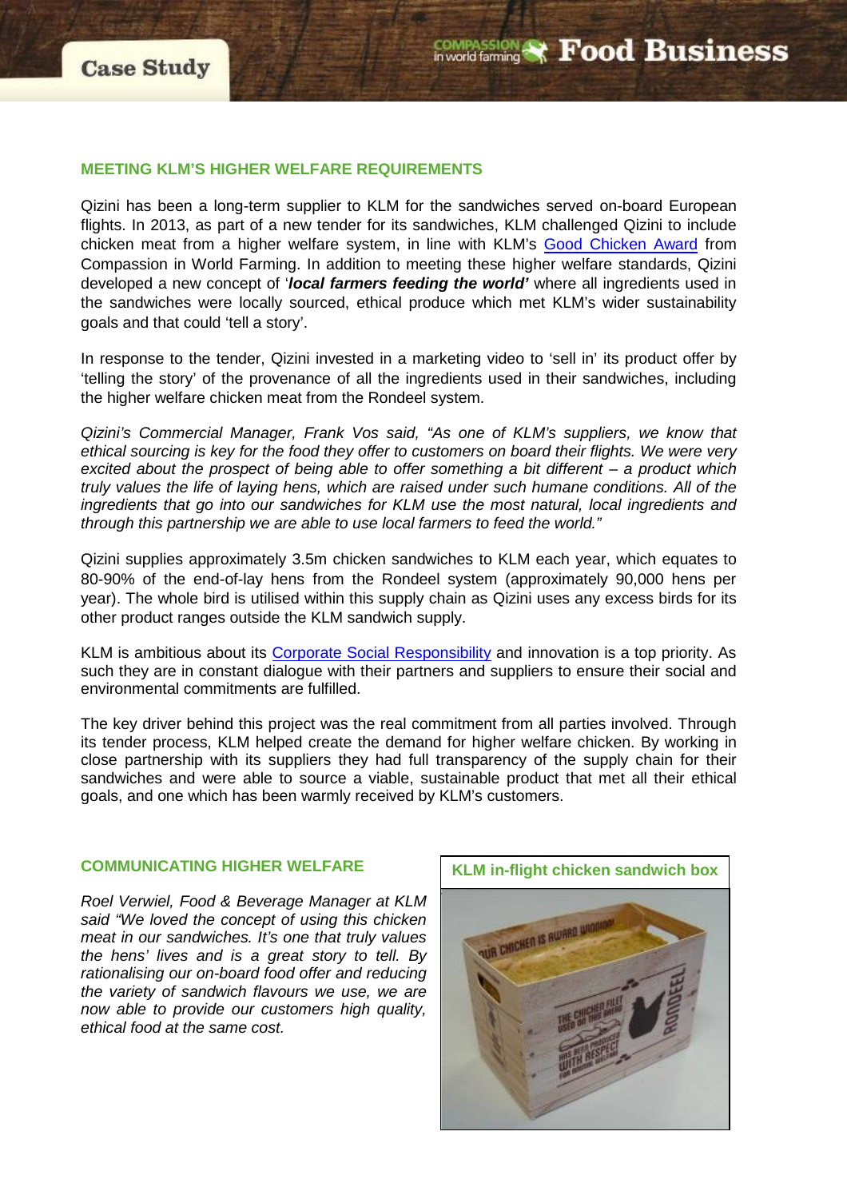## MEETING KLM'S HIGHER WELFARE REQUIREMENTS

Qizini has been a long-term supplier to KLM for the sandwiches served on-board European flights. In 2013, as part of a new tender for its sandwiches, KLM challenged Qizini to include chicken meat from a higher welfare system, in line with KLM's Good Chicken Award from Compassion in World Farming. In addition to meeting these higher welfare standards, Qizini developed a new concept of '***local farmers feeding the world'*** where all ingredients used in the sandwiches were locally sourced, ethical produce which met KLM's wider sustainability goals and that could 'tell a story'.

In response to the tender, Qizini invested in a marketing video to 'sell in' its product offer by 'telling the story' of the provenance of all the ingredients used in their sandwiches, including the higher welfare chicken meat from the Rondeel system.

*Qizini's Commercial Manager, Frank Vos said, "As one of KLM's suppliers, we know that ethical sourcing is key for the food they offer to customers on board their flights. We were very excited about the prospect of being able to offer something a bit different – a product which truly values the life of laying hens, which are raised under such humane conditions. All of the ingredients that go into our sandwiches for KLM use the most natural, local ingredients and through this partnership we are able to use local farmers to feed the world."*

Qizini supplies approximately 3.5m chicken sandwiches to KLM each year, which equates to 80-90% of the end-of-lay hens from the Rondeel system (approximately 90,000 hens per year). The whole bird is utilised within this supply chain as Qizini uses any excess birds for its other product ranges outside the KLM sandwich supply.

KLM is ambitious about its Corporate Social Responsibility and innovation is a top priority. As such they are in constant dialogue with their partners and suppliers to ensure their social and environmental commitments are fulfilled.

The key driver behind this project was the real commitment from all parties involved. Through its tender process, KLM helped create the demand for higher welfare chicken. By working in close partnership with its suppliers they had full transparency of the supply chain for their sandwiches and were able to source a viable, sustainable product that met all their ethical goals, and one which has been warmly received by KLM's customers.

## COMMUNICATING HIGHER WELFARE

*Roel Verwiel, Food & Beverage Manager at KLM said "We loved the concept of using this chicken meat in our sandwiches. It's one that truly values the hens' lives and is a great story to tell. By rationalising our on-board food offer and reducing the variety of sandwich flavours we use, we are now able to provide our customers high quality, ethical food at the same cost.*

**KLM in-flight chicken sandwich box**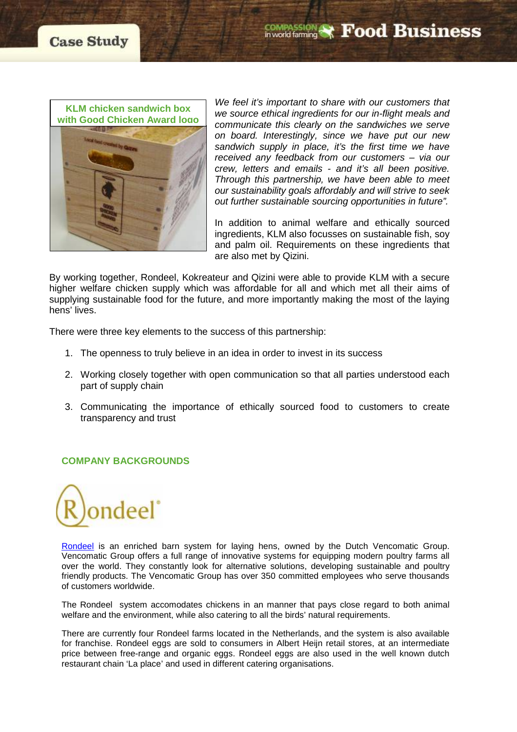KLM chicken sandwich box with Good Chicken Award logo

*We feel it's important to share with our customers that we source ethical ingredients for our in-flight meals and communicate this clearly on the sandwiches we serve on board. Interestingly, since we have put our new sandwich supply in place, it's the first time we have received any feedback from our customers – via our crew, letters and emails - and it's all been positive. Through this partnership, we have been able to meet our sustainability goals affordably and will strive to seek out further sustainable sourcing opportunities in future".*

In addition to animal welfare and ethically sourced ingredients, KLM also focusses on sustainable fish, soy and palm oil. Requirements on these ingredients that are also met by Qizini.

By working together, Rondeel, Kokreateur and Qizini were able to provide KLM with a secure higher welfare chicken supply which was affordable for all and which met all their aims of supplying sustainable food for the future, and more importantly making the most of the laying hens' lives.

There were three key elements to the success of this partnership:

1. The openness to truly believe in an idea in order to invest in its success
2. Working closely together with open communication so that all parties understood each part of supply chain
3. Communicating the importance of ethically sourced food to customers to create transparency and trust

## COMPANY BACKGROUNDS

Rondeel

Rondeel is an enriched barn system for laying hens, owned by the Dutch Vencomatic Group. Vencomatic Group offers a full range of innovative systems for equipping modern poultry farms all over the world. They constantly look for alternative solutions, developing sustainable and poultry friendly products. The Vencomatic Group has over 350 committed employees who serve thousands of customers worldwide.

The Rondeel system accomodates chickens in an manner that pays close regard to both animal welfare and the environment, while also catering to all the birds' natural requirements.

There are currently four Rondeel farms located in the Netherlands, and the system is also available for franchise. Rondeel eggs are sold to consumers in Albert Heijn retail stores, at an intermediate price between free-range and organic eggs. Rondeel eggs are also used in the well known dutch restaurant chain 'La place' and used in different catering organisations.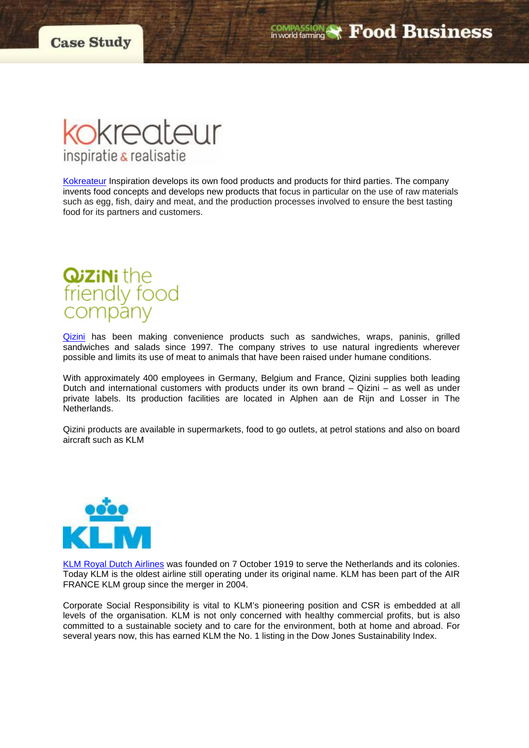kokreateur
inspiratie & realisatie

Kokreateur Inspiration develops its own food products and products for third parties. The company invents food concepts and develops new products that focus in particular on the use of raw materials such as egg, fish, dairy and meat, and the production processes involved to ensure the best tasting food for its partners and customers.

QiZiNi the friendly food company

Qizini has been making convenience products such as sandwiches, wraps, paninis, grilled sandwiches and salads since 1997. The company strives to use natural ingredients wherever possible and limits its use of meat to animals that have been raised under humane conditions.

With approximately 400 employees in Germany, Belgium and France, Qizini supplies both leading Dutch and international customers with products under its own brand – Qizini – as well as under private labels. Its production facilities are located in Alphen aan de Rijn and Losser in The Netherlands.

Qizini products are available in supermarkets, food to go outlets, at petrol stations and also on board aircraft such as KLM

KLM

KLM Royal Dutch Airlines was founded on 7 October 1919 to serve the Netherlands and its colonies. Today KLM is the oldest airline still operating under its original name. KLM has been part of the AIR FRANCE KLM group since the merger in 2004.

Corporate Social Responsibility is vital to KLM's pioneering position and CSR is embedded at all levels of the organisation. KLM is not only concerned with healthy commercial profits, but is also committed to a sustainable society and to care for the environment, both at home and abroad. For several years now, this has earned KLM the No. 1 listing in the Dow Jones Sustainability Index.